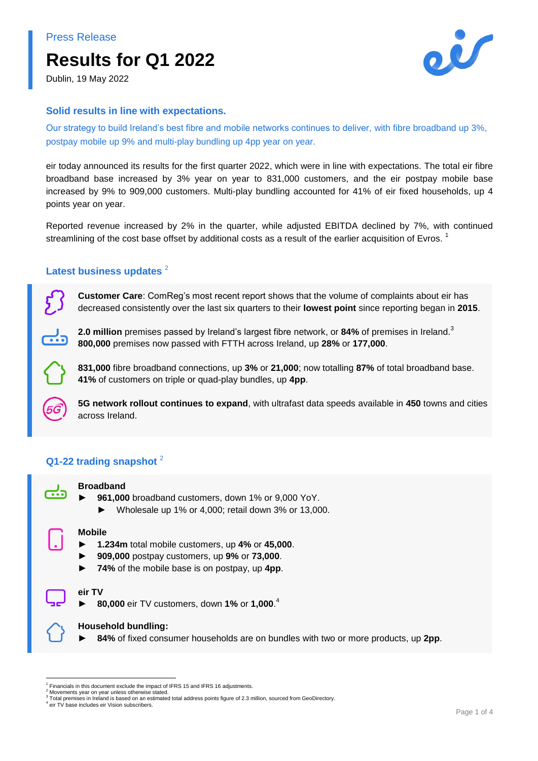Press Release

# Results for Q1 2022

Dublin, 19 May 2022

## Solid results in line with expectations.

Our strategy to build Ireland's best fibre and mobile networks continues to deliver, with fibre broadband up 3%, postpay mobile up 9% and multi-play bundling up 4pp year on year.

eir today announced its results for the first quarter 2022, which were in line with expectations. The total eir fibre broadband base increased by 3% year on year to 831,000 customers, and the eir postpay mobile base increased by 9% to 909,000 customers. Multi-play bundling accounted for 41% of eir fixed households, up 4 points year on year.

Reported revenue increased by 2% in the quarter, while adjusted EBITDA declined by 7%, with continued streamlining of the cost base offset by additional costs as a result of the earlier acquisition of Evros. [1]

## Latest business updates [2]

**Customer Care**: ComReg's most recent report shows that the volume of complaints about eir has decreased consistently over the last six quarters to their **lowest point** since reporting began in **2015**.

**2.0 million** premises passed by Ireland's largest fibre network, or **84%** of premises in Ireland.[3]
**800,000** premises now passed with FTTH across Ireland, up **28%** or **177,000**.

**831,000** fibre broadband connections, up **3%** or **21,000**; now totalling **87%** of total broadband base.
**41%** of customers on triple or quad-play bundles, up **4pp**.

**5G network rollout continues to expand**, with ultrafast data speeds available in **450** towns and cities across Ireland.

## Q1-22 trading snapshot [2]

**Broadband**

- **961,000** broadband customers, down 1% or 9,000 YoY.
  - Wholesale up 1% or 4,000; retail down 3% or 13,000.

**Mobile**

- **1.234m** total mobile customers, up **4%** or **45,000**.
- **909,000** postpay customers, up **9%** or **73,000**.
- **74%** of the mobile base is on postpay, up **4pp**.

**eir TV**

- **80,000** eir TV customers, down **1%** or **1,000**.[4]

**Household bundling:**

- **84%** of fixed consumer households are on bundles with two or more products, up **2pp**.

---

[1] Financials in this document exclude the impact of IFRS 15 and IFRS 16 adjustments.
[2] Movements year on year unless otherwise stated.
[3] Total premises in Ireland is based on an estimated total address points figure of 2.3 million, sourced from GeoDirectory.
[4] eir TV base includes eir Vision subscribers.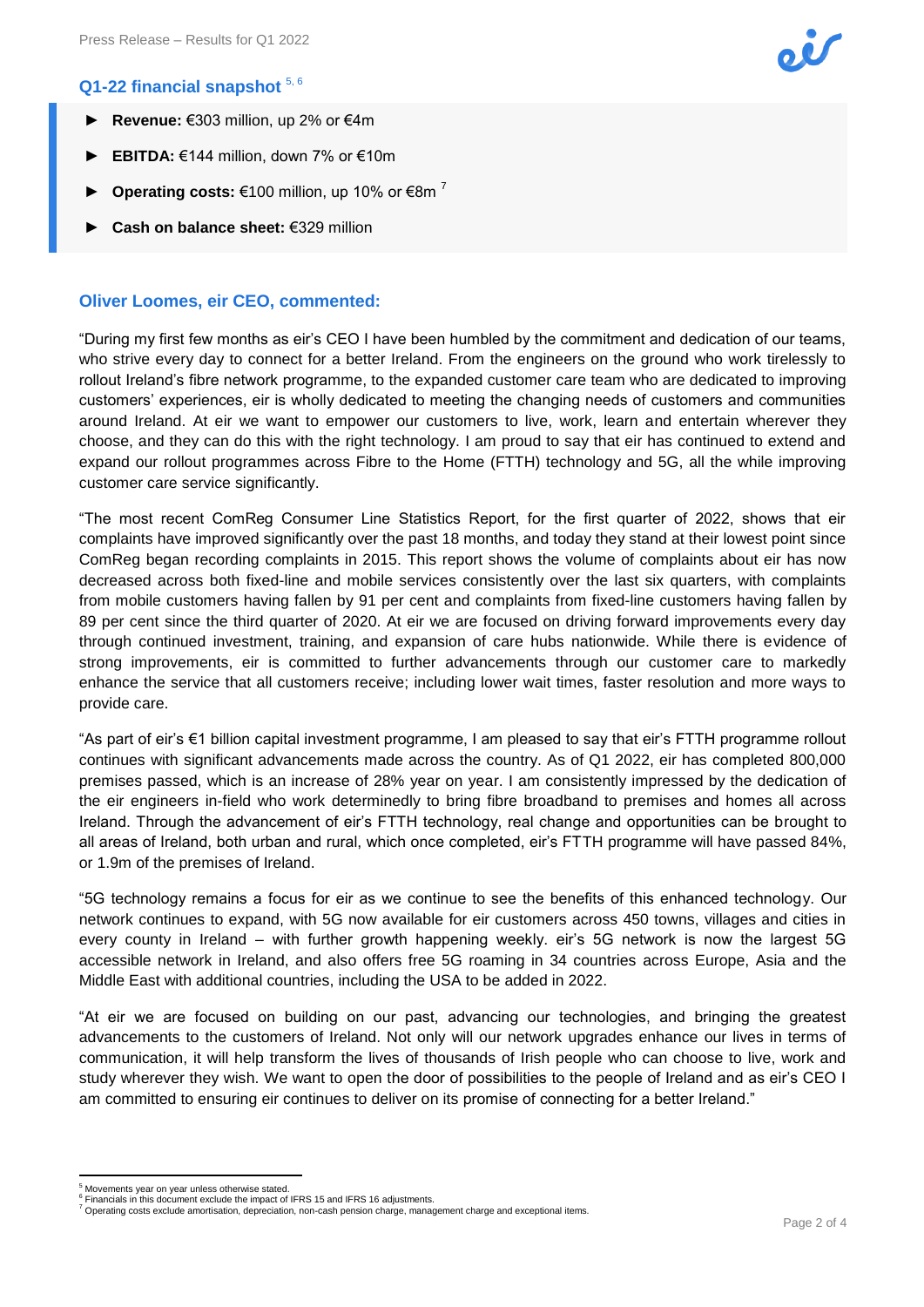## Q1-22 financial snapshot [5, 6]

- **Revenue:** €303 million, up 2% or €4m
- **EBITDA:** €144 million, down 7% or €10m
- **Operating costs:** €100 million, up 10% or €8m [7]
- **Cash on balance sheet:** €329 million

### Oliver Loomes, eir CEO, commented:

"During my first few months as eir's CEO I have been humbled by the commitment and dedication of our teams, who strive every day to connect for a better Ireland. From the engineers on the ground who work tirelessly to rollout Ireland's fibre network programme, to the expanded customer care team who are dedicated to improving customers' experiences, eir is wholly dedicated to meeting the changing needs of customers and communities around Ireland. At eir we want to empower our customers to live, work, learn and entertain wherever they choose, and they can do this with the right technology. I am proud to say that eir has continued to extend and expand our rollout programmes across Fibre to the Home (FTTH) technology and 5G, all the while improving customer care service significantly.

"The most recent ComReg Consumer Line Statistics Report, for the first quarter of 2022, shows that eir complaints have improved significantly over the past 18 months, and today they stand at their lowest point since ComReg began recording complaints in 2015. This report shows the volume of complaints about eir has now decreased across both fixed-line and mobile services consistently over the last six quarters, with complaints from mobile customers having fallen by 91 per cent and complaints from fixed-line customers having fallen by 89 per cent since the third quarter of 2020. At eir we are focused on driving forward improvements every day through continued investment, training, and expansion of care hubs nationwide. While there is evidence of strong improvements, eir is committed to further advancements through our customer care to markedly enhance the service that all customers receive; including lower wait times, faster resolution and more ways to provide care.

"As part of eir's €1 billion capital investment programme, I am pleased to say that eir's FTTH programme rollout continues with significant advancements made across the country. As of Q1 2022, eir has completed 800,000 premises passed, which is an increase of 28% year on year. I am consistently impressed by the dedication of the eir engineers in-field who work determinedly to bring fibre broadband to premises and homes all across Ireland. Through the advancement of eir's FTTH technology, real change and opportunities can be brought to all areas of Ireland, both urban and rural, which once completed, eir's FTTH programme will have passed 84%, or 1.9m of the premises of Ireland.

"5G technology remains a focus for eir as we continue to see the benefits of this enhanced technology. Our network continues to expand, with 5G now available for eir customers across 450 towns, villages and cities in every county in Ireland – with further growth happening weekly. eir's 5G network is now the largest 5G accessible network in Ireland, and also offers free 5G roaming in 34 countries across Europe, Asia and the Middle East with additional countries, including the USA to be added in 2022.

"At eir we are focused on building on our past, advancing our technologies, and bringing the greatest advancements to the customers of Ireland. Not only will our network upgrades enhance our lives in terms of communication, it will help transform the lives of thousands of Irish people who can choose to live, work and study wherever they wish. We want to open the door of possibilities to the people of Ireland and as eir's CEO I am committed to ensuring eir continues to deliver on its promise of connecting for a better Ireland."

---

[5] Movements year on year unless otherwise stated.
[6] Financials in this document exclude the impact of IFRS 15 and IFRS 16 adjustments.
[7] Operating costs exclude amortisation, depreciation, non-cash pension charge, management charge and exceptional items.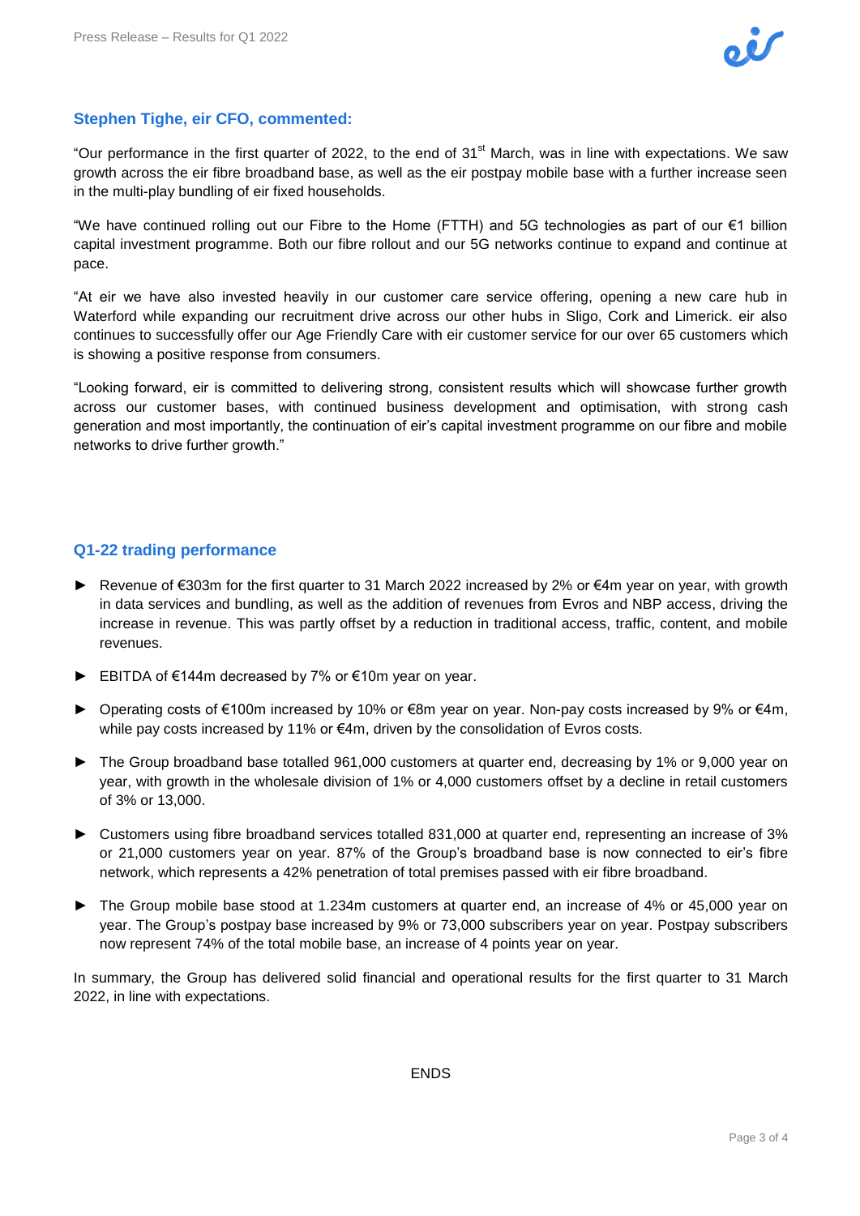## Stephen Tighe, eir CFO, commented:

"Our performance in the first quarter of 2022, to the end of 31st March, was in line with expectations. We saw growth across the eir fibre broadband base, as well as the eir postpay mobile base with a further increase seen in the multi-play bundling of eir fixed households.

"We have continued rolling out our Fibre to the Home (FTTH) and 5G technologies as part of our €1 billion capital investment programme. Both our fibre rollout and our 5G networks continue to expand and continue at pace.

"At eir we have also invested heavily in our customer care service offering, opening a new care hub in Waterford while expanding our recruitment drive across our other hubs in Sligo, Cork and Limerick. eir also continues to successfully offer our Age Friendly Care with eir customer service for our over 65 customers which is showing a positive response from consumers.

"Looking forward, eir is committed to delivering strong, consistent results which will showcase further growth across our customer bases, with continued business development and optimisation, with strong cash generation and most importantly, the continuation of eir's capital investment programme on our fibre and mobile networks to drive further growth."

## Q1-22 trading performance

- Revenue of €303m for the first quarter to 31 March 2022 increased by 2% or €4m year on year, with growth in data services and bundling, as well as the addition of revenues from Evros and NBP access, driving the increase in revenue. This was partly offset by a reduction in traditional access, traffic, content, and mobile revenues.
- EBITDA of €144m decreased by 7% or €10m year on year.
- Operating costs of €100m increased by 10% or €8m year on year. Non-pay costs increased by 9% or €4m, while pay costs increased by 11% or €4m, driven by the consolidation of Evros costs.
- The Group broadband base totalled 961,000 customers at quarter end, decreasing by 1% or 9,000 year on year, with growth in the wholesale division of 1% or 4,000 customers offset by a decline in retail customers of 3% or 13,000.
- Customers using fibre broadband services totalled 831,000 at quarter end, representing an increase of 3% or 21,000 customers year on year. 87% of the Group's broadband base is now connected to eir's fibre network, which represents a 42% penetration of total premises passed with eir fibre broadband.
- The Group mobile base stood at 1.234m customers at quarter end, an increase of 4% or 45,000 year on year. The Group's postpay base increased by 9% or 73,000 subscribers year on year. Postpay subscribers now represent 74% of the total mobile base, an increase of 4 points year on year.

In summary, the Group has delivered solid financial and operational results for the first quarter to 31 March 2022, in line with expectations.

ENDS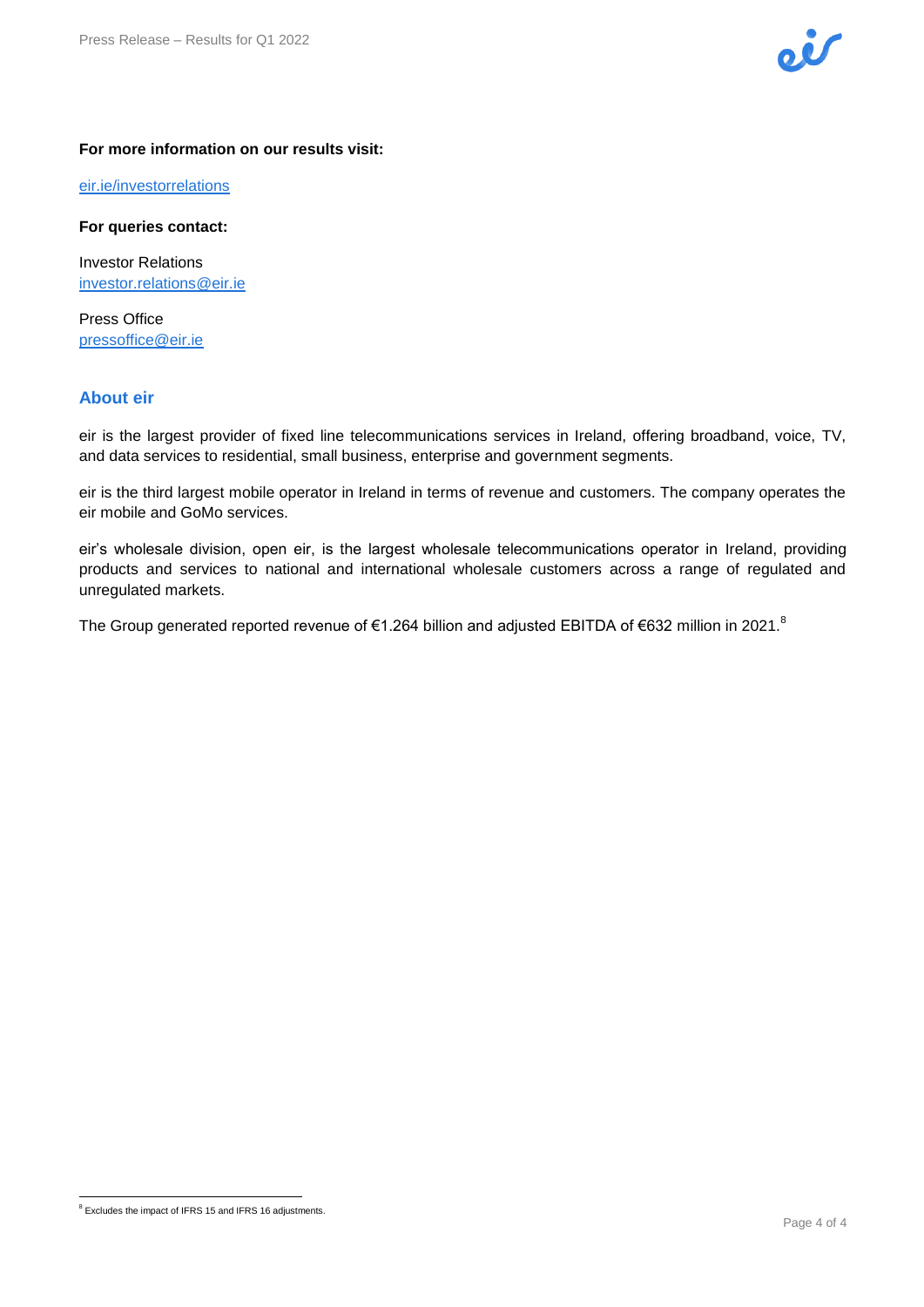**For more information on our results visit:**

eir.ie/investorrelations

**For queries contact:**

Investor Relations
investor.relations@eir.ie

Press Office
pressoffice@eir.ie

## About eir

eir is the largest provider of fixed line telecommunications services in Ireland, offering broadband, voice, TV, and data services to residential, small business, enterprise and government segments.

eir is the third largest mobile operator in Ireland in terms of revenue and customers. The company operates the eir mobile and GoMo services.

eir's wholesale division, open eir, is the largest wholesale telecommunications operator in Ireland, providing products and services to national and international wholesale customers across a range of regulated and unregulated markets.

The Group generated reported revenue of €1.264 billion and adjusted EBITDA of €632 million in 2021.[8]

---

[8] Excludes the impact of IFRS 15 and IFRS 16 adjustments.